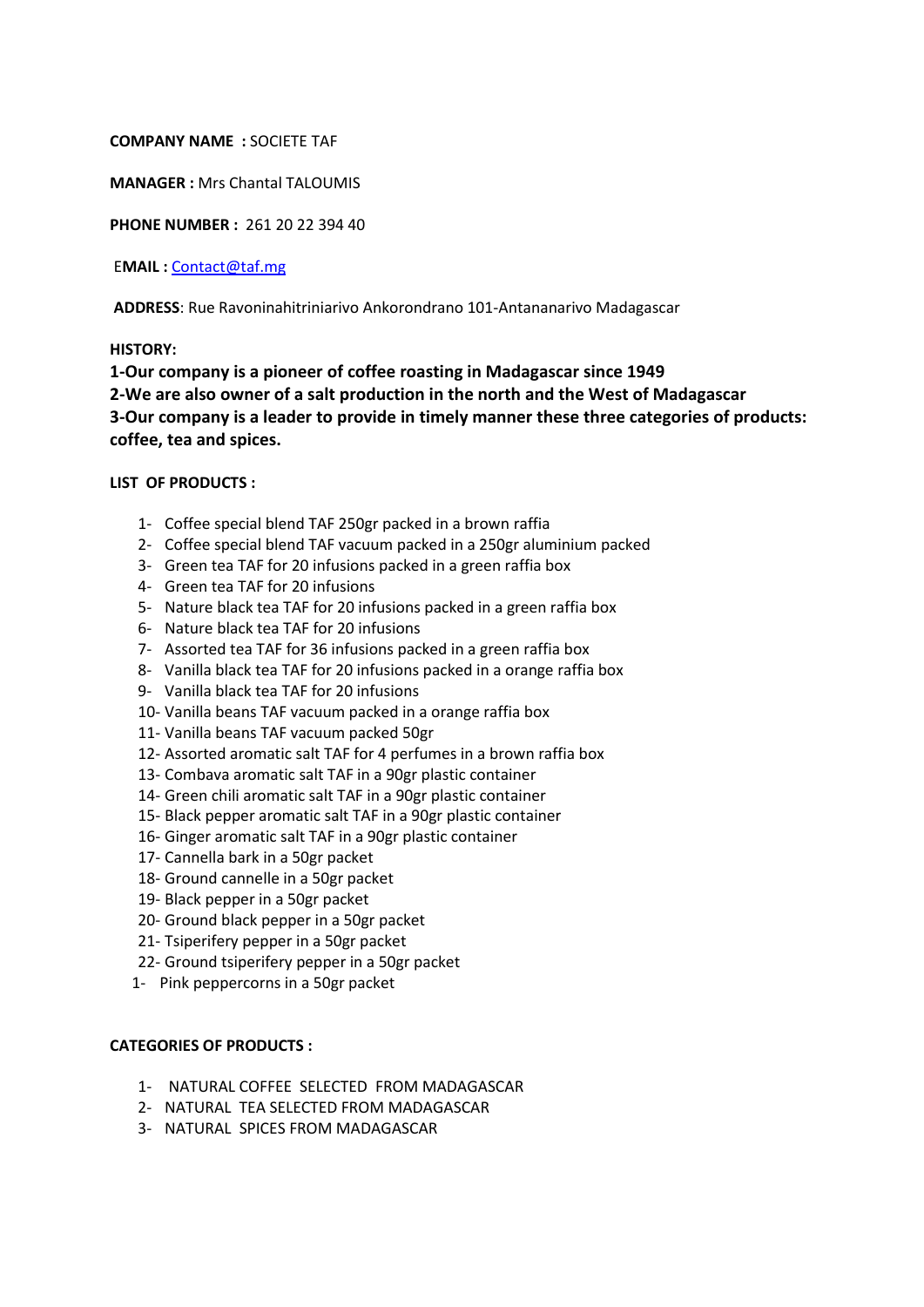**COMPANY NAME :** SOCIETE TAF

**MANAGER :** Mrs Chantal TALOUMIS

**PHONE NUMBER :** 261 20 22 394 40

E**MAIL :** Contact@taf.mg

**ADDRESS**: Rue Ravoninahitriniarivo Ankorondrano 101-Antananarivo Madagascar

**HISTORY:**

**1-Our company is a pioneer of coffee roasting in Madagascar since 1949**
**2-We are also owner of a salt production in the north and the West of Madagascar**
**3-Our company is a leader to provide in timely manner these three categories of products: coffee, tea and spices.**

**LIST OF PRODUCTS :**

1- Coffee special blend TAF 250gr packed in a brown raffia
2- Coffee special blend TAF vacuum packed in a 250gr aluminium packed
3- Green tea TAF for 20 infusions packed in a green raffia box
4- Green tea TAF for 20 infusions
5- Nature black tea TAF for 20 infusions packed in a green raffia box
6- Nature black tea TAF for 20 infusions
7- Assorted tea TAF for 36 infusions packed in a green raffia box
8- Vanilla black tea TAF for 20 infusions packed in a orange raffia box
9- Vanilla black tea TAF for 20 infusions
10- Vanilla beans TAF vacuum packed in a orange raffia box
11- Vanilla beans TAF vacuum packed 50gr
12- Assorted aromatic salt TAF for 4 perfumes in a brown raffia box
13- Combava aromatic salt TAF in a 90gr plastic container
14- Green chili aromatic salt TAF in a 90gr plastic container
15- Black pepper aromatic salt TAF in a 90gr plastic container
16- Ginger aromatic salt TAF in a 90gr plastic container
17- Cannella bark in a 50gr packet
18- Ground cannelle in a 50gr packet
19- Black pepper in a 50gr packet
20- Ground black pepper in a 50gr packet
21- Tsiperifery pepper in a 50gr packet
22- Ground tsiperifery pepper in a 50gr packet
1- Pink peppercorns in a 50gr packet

**CATEGORIES OF PRODUCTS :**

1- NATURAL COFFEE SELECTED FROM MADAGASCAR
2- NATURAL TEA SELECTED FROM MADAGASCAR
3- NATURAL SPICES FROM MADAGASCAR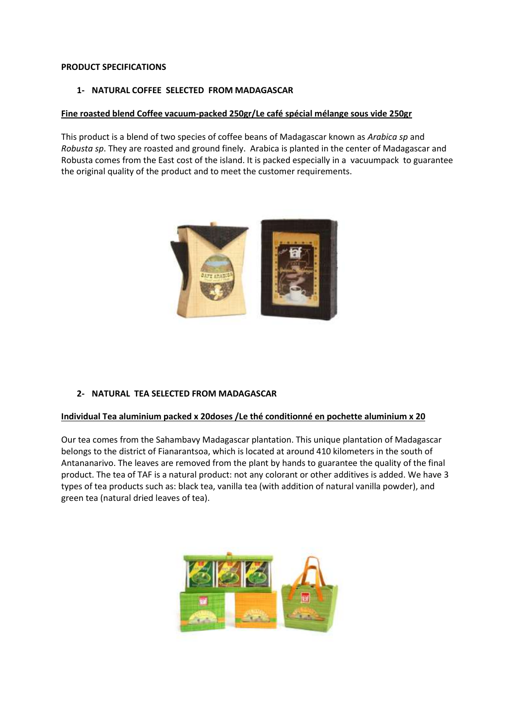**PRODUCT SPECIFICATIONS**

## 1- NATURAL COFFEE SELECTED FROM MADAGASCAR

**Fine roasted blend Coffee vacuum-packed 250gr/Le café spécial mélange sous vide 250gr**

This product is a blend of two species of coffee beans of Madagascar known as *Arabica sp* and *Robusta sp*. They are roasted and ground finely. Arabica is planted in the center of Madagascar and Robusta comes from the East cost of the island. It is packed especially in a vacuumpack to guarantee the original quality of the product and to meet the customer requirements.

## 2- NATURAL TEA SELECTED FROM MADAGASCAR

**Individual Tea aluminium packed x 20doses /Le thé conditionné en pochette aluminium x 20**

Our tea comes from the Sahambavy Madagascar plantation. This unique plantation of Madagascar belongs to the district of Fianarantsoa, which is located at around 410 kilometers in the south of Antananarivo. The leaves are removed from the plant by hands to guarantee the quality of the final product. The tea of TAF is a natural product: not any colorant or other additives is added. We have 3 types of tea products such as: black tea, vanilla tea (with addition of natural vanilla powder), and green tea (natural dried leaves of tea).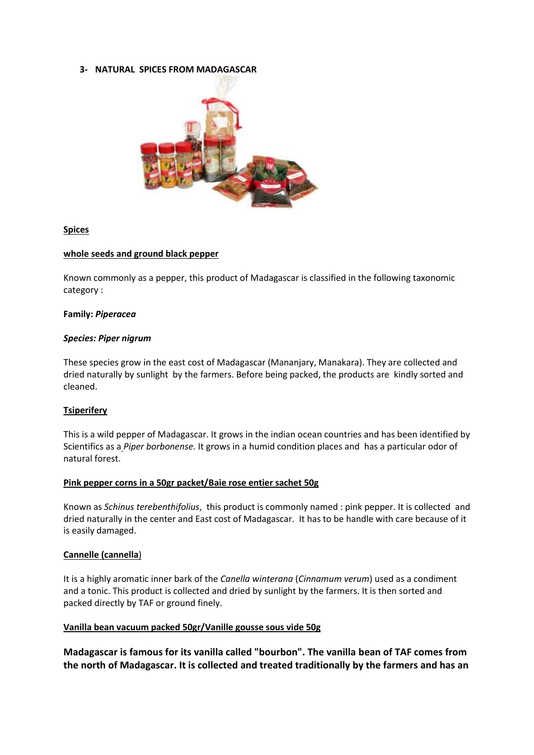### 3- NATURAL SPICES FROM MADAGASCAR

<u>**Spices**</u>

<u>**whole seeds and ground black pepper**</u>

Known commonly as a pepper, this product of Madagascar is classified in the following taxonomic category :

**Family:** ***Piperacea***

***Species: Piper nigrum***

These species grow in the east cost of Madagascar (Mananjary, Manakara). They are collected and dried naturally by sunlight by the farmers. Before being packed, the products are kindly sorted and cleaned.

<u>**Tsiperifery**</u>

This is a wild pepper of Madagascar. It grows in the indian ocean countries and has been identified by Scientifics as a *Piper borbonense.* It grows in a humid condition places and has a particular odor of natural forest.

<u>**Pink pepper corns in a 50gr packet/Baie rose entier sachet 50g**</u>

Known as *Schinus terebenthifolius*, this product is commonly named : pink pepper. It is collected and dried naturally in the center and East cost of Madagascar. It has to be handle with care because of it is easily damaged.

<u>**Cannelle (cannella)**</u>

It is a highly aromatic inner bark of the *Canella winterana* (*Cinnamum verum*) used as a condiment and a tonic. This product is collected and dried by sunlight by the farmers. It is then sorted and packed directly by TAF or ground finely.

<u>**Vanilla bean vacuum packed 50gr/Vanille gousse sous vide 50g**</u>

**Madagascar is famous for its vanilla called "bourbon". The vanilla bean of TAF comes from the north of Madagascar. It is collected and treated traditionally by the farmers and has an**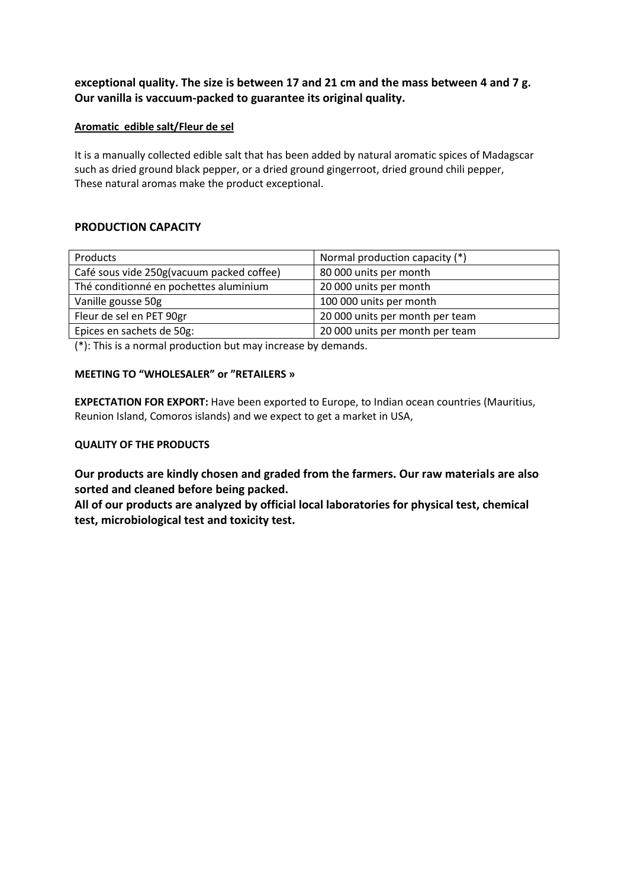**exceptional quality. The size is between 17 and 21 cm and the mass between 4 and 7 g. Our vanilla is vaccuum-packed to guarantee its original quality.**

**Aromatic edible salt/Fleur de sel**

It is a manually collected edible salt that has been added by natural aromatic spices of Madagscar such as dried ground black pepper, or a dried ground gingerroot, dried ground chili pepper, These natural aromas make the product exceptional.

## PRODUCTION CAPACITY

| Products | Normal production capacity (*) |
|---|---|
| Café sous vide 250g(vacuum packed coffee) | 80 000 units per month |
| Thé conditionné en pochettes aluminium | 20 000 units per month |
| Vanille gousse 50g | 100 000 units per month |
| Fleur de sel en PET 90gr | 20 000 units per month per team |
| Epices en sachets de 50g: | 20 000 units per month per team |

(*): This is a normal production but may increase by demands.

**MEETING TO "WHOLESALER" or "RETAILERS »**

**EXPECTATION FOR EXPORT:** Have been exported to Europe, to Indian ocean countries (Mauritius, Reunion Island, Comoros islands) and we expect to get a market in USA,

**QUALITY OF THE PRODUCTS**

**Our products are kindly chosen and graded from the farmers. Our raw materials are also sorted and cleaned before being packed.**

**All of our products are analyzed by official local laboratories for physical test, chemical test, microbiological test and toxicity test.**